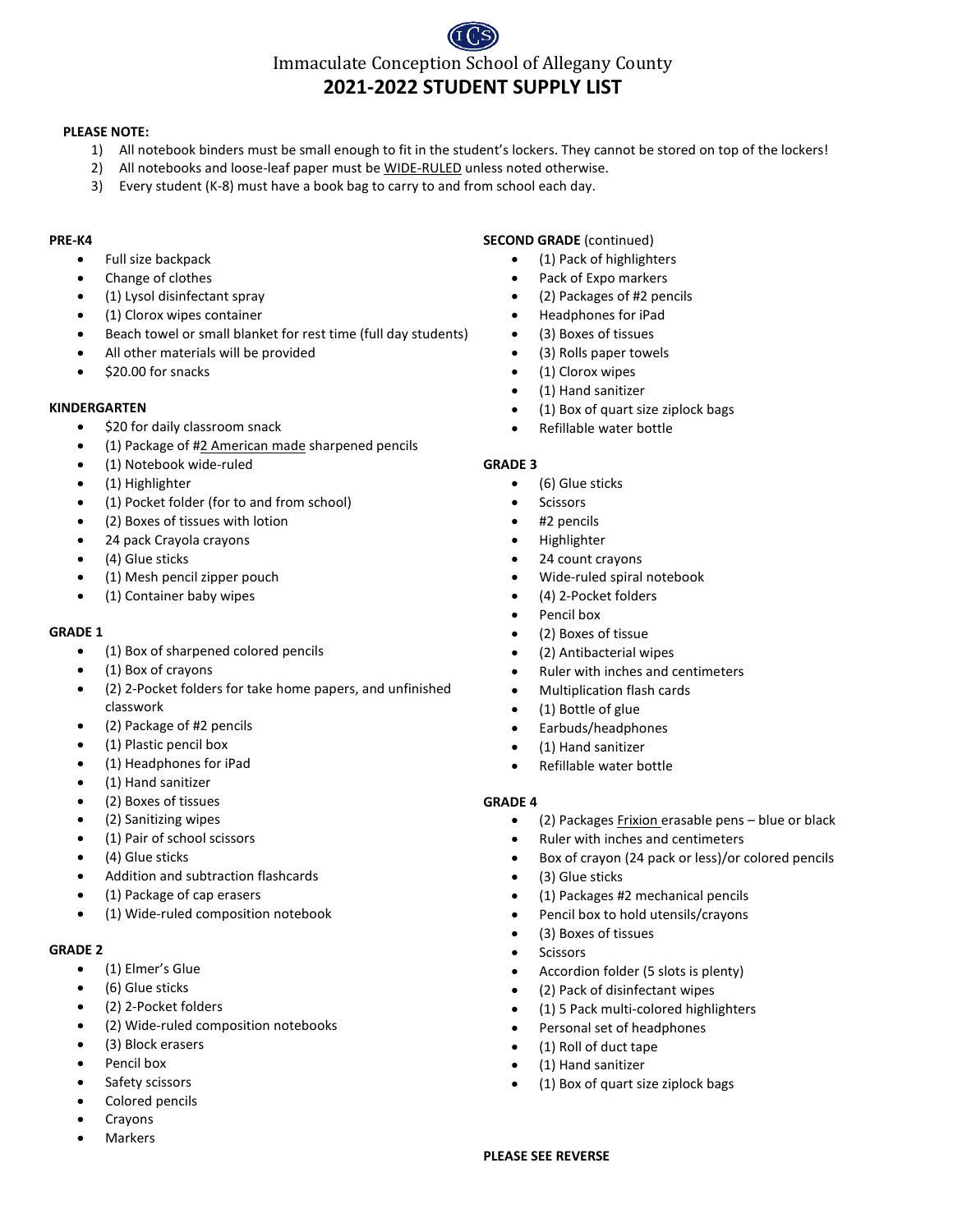# Immaculate Conception School of Allegany County

## 2021-2022 STUDENT SUPPLY LIST

**PLEASE NOTE:**

1) All notebook binders must be small enough to fit in the student's lockers. They cannot be stored on top of the lockers!
2) All notebooks and loose-leaf paper must be WIDE-RULED unless noted otherwise.
3) Every student (K-8) must have a book bag to carry to and from school each day.

**PRE-K4**

- Full size backpack
- Change of clothes
- (1) Lysol disinfectant spray
- (1) Clorox wipes container
- Beach towel or small blanket for rest time (full day students)
- All other materials will be provided
- $20.00 for snacks

**KINDERGARTEN**

- $20 for daily classroom snack
- (1) Package of #2 American made sharpened pencils
- (1) Notebook wide-ruled
- (1) Highlighter
- (1) Pocket folder (for to and from school)
- (2) Boxes of tissues with lotion
- 24 pack Crayola crayons
- (4) Glue sticks
- (1) Mesh pencil zipper pouch
- (1) Container baby wipes

**GRADE 1**

- (1) Box of sharpened colored pencils
- (1) Box of crayons
- (2) 2-Pocket folders for take home papers, and unfinished classwork
- (2) Package of #2 pencils
- (1) Plastic pencil box
- (1) Headphones for iPad
- (1) Hand sanitizer
- (2) Boxes of tissues
- (2) Sanitizing wipes
- (1) Pair of school scissors
- (4) Glue sticks
- Addition and subtraction flashcards
- (1) Package of cap erasers
- (1) Wide-ruled composition notebook

**GRADE 2**

- (1) Elmer's Glue
- (6) Glue sticks
- (2) 2-Pocket folders
- (2) Wide-ruled composition notebooks
- (3) Block erasers
- Pencil box
- Safety scissors
- Colored pencils
- Crayons
- Markers

**SECOND GRADE** (continued)

- (1) Pack of highlighters
- Pack of Expo markers
- (2) Packages of #2 pencils
- Headphones for iPad
- (3) Boxes of tissues
- (3) Rolls paper towels
- (1) Clorox wipes
- (1) Hand sanitizer
- (1) Box of quart size ziplock bags
- Refillable water bottle

**GRADE 3**

- (6) Glue sticks
- Scissors
- #2 pencils
- Highlighter
- 24 count crayons
- Wide-ruled spiral notebook
- (4) 2-Pocket folders
- Pencil box
- (2) Boxes of tissue
- (2) Antibacterial wipes
- Ruler with inches and centimeters
- Multiplication flash cards
- (1) Bottle of glue
- Earbuds/headphones
- (1) Hand sanitizer
- Refillable water bottle

**GRADE 4**

- (2) Packages Frixion erasable pens – blue or black
- Ruler with inches and centimeters
- Box of crayon (24 pack or less)/or colored pencils
- (3) Glue sticks
- (1) Packages #2 mechanical pencils
- Pencil box to hold utensils/crayons
- (3) Boxes of tissues
- Scissors
- Accordion folder (5 slots is plenty)
- (2) Pack of disinfectant wipes
- (1) 5 Pack multi-colored highlighters
- Personal set of headphones
- (1) Roll of duct tape
- (1) Hand sanitizer
- (1) Box of quart size ziplock bags

**PLEASE SEE REVERSE**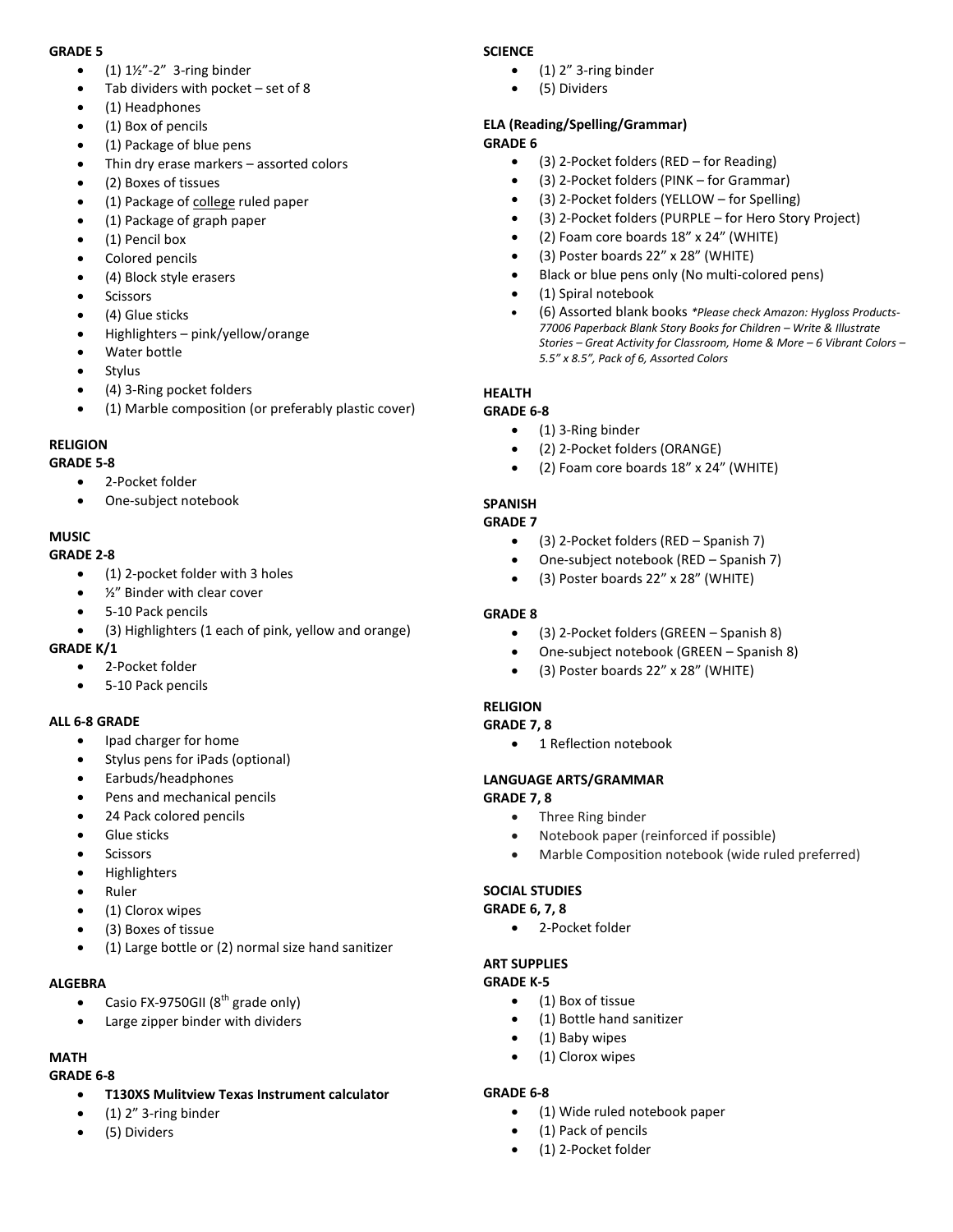**GRADE 5**

- (1) 1½"-2"  3-ring binder
- Tab dividers with pocket – set of 8
- (1) Headphones
- (1) Box of pencils
- (1) Package of blue pens
- Thin dry erase markers – assorted colors
- (2) Boxes of tissues
- (1) Package of college ruled paper
- (1) Package of graph paper
- (1) Pencil box
- Colored pencils
- (4) Block style erasers
- Scissors
- (4) Glue sticks
- Highlighters – pink/yellow/orange
- Water bottle
- Stylus
- (4) 3-Ring pocket folders
- (1) Marble composition (or preferably plastic cover)

**RELIGION**
**GRADE 5-8**

- 2-Pocket folder
- One-subject notebook

**MUSIC**
**GRADE 2-8**

- (1) 2-pocket folder with 3 holes
- ½" Binder with clear cover
- 5-10 Pack pencils
- (3) Highlighters (1 each of pink, yellow and orange)

**GRADE K/1**

- 2-Pocket folder
- 5-10 Pack pencils

**ALL 6-8 GRADE**

- Ipad charger for home
- Stylus pens for iPads (optional)
- Earbuds/headphones
- Pens and mechanical pencils
- 24 Pack colored pencils
- Glue sticks
- Scissors
- Highlighters
- Ruler
- (1) Clorox wipes
- (3) Boxes of tissue
- (1) Large bottle or (2) normal size hand sanitizer

**ALGEBRA**

- Casio FX-9750GII (8th grade only)
- Large zipper binder with dividers

**MATH**
**GRADE 6-8**

- **T130XS Mulitview Texas Instrument calculator**
- (1) 2" 3-ring binder
- (5) Dividers

**SCIENCE**

- (1) 2" 3-ring binder
- (5) Dividers

**ELA (Reading/Spelling/Grammar)**
**GRADE 6**

- (3) 2-Pocket folders (RED – for Reading)
- (3) 2-Pocket folders (PINK – for Grammar)
- (3) 2-Pocket folders (YELLOW – for Spelling)
- (3) 2-Pocket folders (PURPLE – for Hero Story Project)
- (2) Foam core boards 18" x 24" (WHITE)
- (3) Poster boards 22" x 28" (WHITE)
- Black or blue pens only (No multi-colored pens)
- (1) Spiral notebook
- (6) Assorted blank books *\*Please check Amazon: Hygloss Products-77006 Paperback Blank Story Books for Children – Write & Illustrate Stories – Great Activity for Classroom, Home & More – 6 Vibrant Colors – 5.5" x 8.5", Pack of 6, Assorted Colors*

**HEALTH**
**GRADE 6-8**

- (1) 3-Ring binder
- (2) 2-Pocket folders (ORANGE)
- (2) Foam core boards 18" x 24" (WHITE)

**SPANISH**
**GRADE 7**

- (3) 2-Pocket folders (RED – Spanish 7)
- One-subject notebook (RED – Spanish 7)
- (3) Poster boards 22" x 28" (WHITE)

**GRADE 8**

- (3) 2-Pocket folders (GREEN – Spanish 8)
- One-subject notebook (GREEN – Spanish 8)
- (3) Poster boards 22" x 28" (WHITE)

**RELIGION**
**GRADE 7, 8**

- 1 Reflection notebook

**LANGUAGE ARTS/GRAMMAR**
**GRADE 7, 8**

- Three Ring binder
- Notebook paper (reinforced if possible)
- Marble Composition notebook (wide ruled preferred)

**SOCIAL STUDIES**
**GRADE 6, 7, 8**

- 2-Pocket folder

**ART SUPPLIES**
**GRADE K-5**

- (1) Box of tissue
- (1) Bottle hand sanitizer
- (1) Baby wipes
- (1) Clorox wipes

**GRADE 6-8**

- (1) Wide ruled notebook paper
- (1) Pack of pencils
- (1) 2-Pocket folder